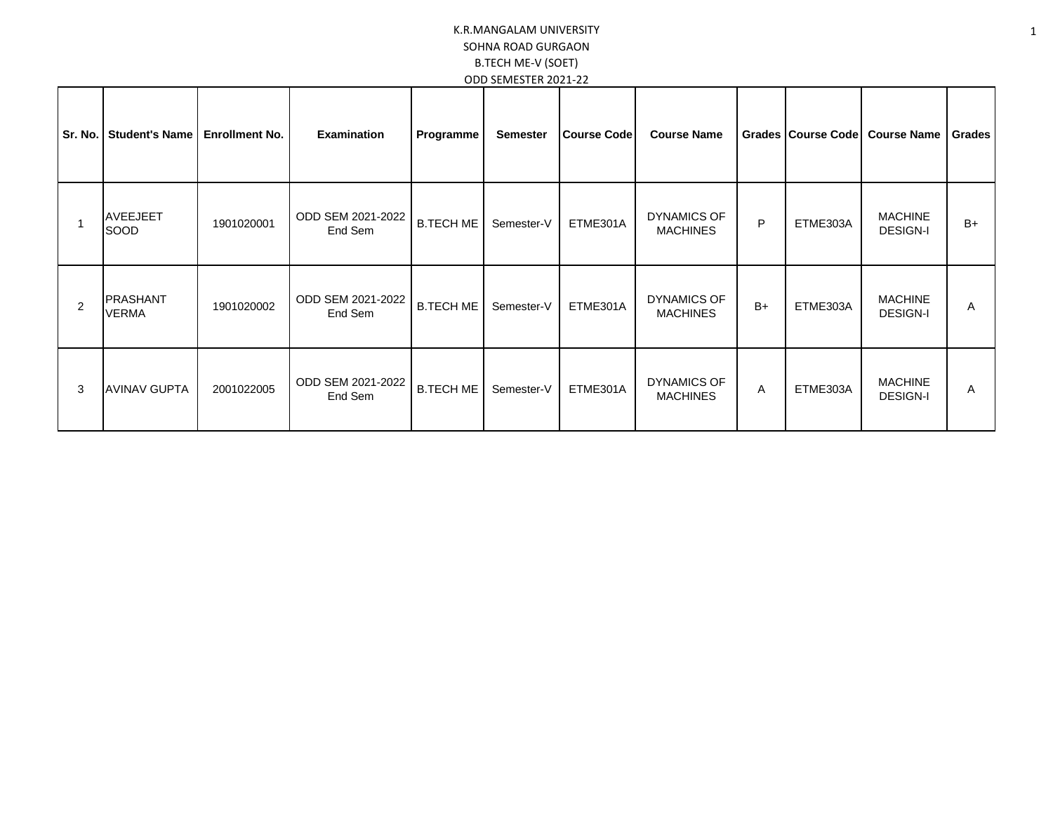K.R.MANGALAM UNIVERSITY

SOHNA ROAD GURGAON

B.TECH ME-V (SOET)

ODD SEMESTER 2021-22

| Sr. No. | Student's Name | Enrollment No. | Examination | Programme | Semester | Course Code | Course Name | Grades | Course Code | Course Name | Grades |
|---|---|---|---|---|---|---|---|---|---|---|---|
| 1 | AVEEJEET SOOD | 1901020001 | ODD SEM 2021-2022 End Sem | B.TECH ME | Semester-V | ETME301A | DYNAMICS OF MACHINES | P | ETME303A | MACHINE DESIGN-I | B+ |
| 2 | PRASHANT VERMA | 1901020002 | ODD SEM 2021-2022 End Sem | B.TECH ME | Semester-V | ETME301A | DYNAMICS OF MACHINES | B+ | ETME303A | MACHINE DESIGN-I | A |
| 3 | AVINAV GUPTA | 2001022005 | ODD SEM 2021-2022 End Sem | B.TECH ME | Semester-V | ETME301A | DYNAMICS OF MACHINES | A | ETME303A | MACHINE DESIGN-I | A |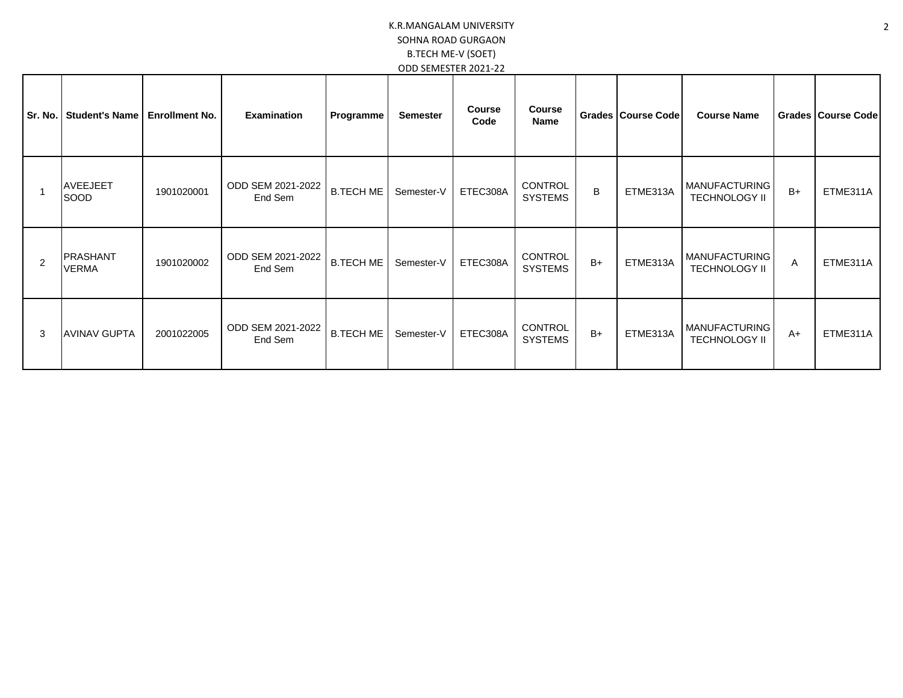K.R.MANGALAM UNIVERSITY

SOHNA ROAD GURGAON

B.TECH ME-V (SOET)

ODD SEMESTER 2021-22

| Sr. No. | Student's Name | Enrollment No. | Examination | Programme | Semester | Course Code | Course Name | Grades | Course Code | Course Name | Grades | Course Code |
|---|---|---|---|---|---|---|---|---|---|---|---|---|
| 1 | AVEEJEET SOOD | 1901020001 | ODD SEM 2021-2022 End Sem | B.TECH ME | Semester-V | ETEC308A | CONTROL SYSTEMS | B | ETME313A | MANUFACTURING TECHNOLOGY II | B+ | ETME311A |
| 2 | PRASHANT VERMA | 1901020002 | ODD SEM 2021-2022 End Sem | B.TECH ME | Semester-V | ETEC308A | CONTROL SYSTEMS | B+ | ETME313A | MANUFACTURING TECHNOLOGY II | A | ETME311A |
| 3 | AVINAV GUPTA | 2001022005 | ODD SEM 2021-2022 End Sem | B.TECH ME | Semester-V | ETEC308A | CONTROL SYSTEMS | B+ | ETME313A | MANUFACTURING TECHNOLOGY II | A+ | ETME311A |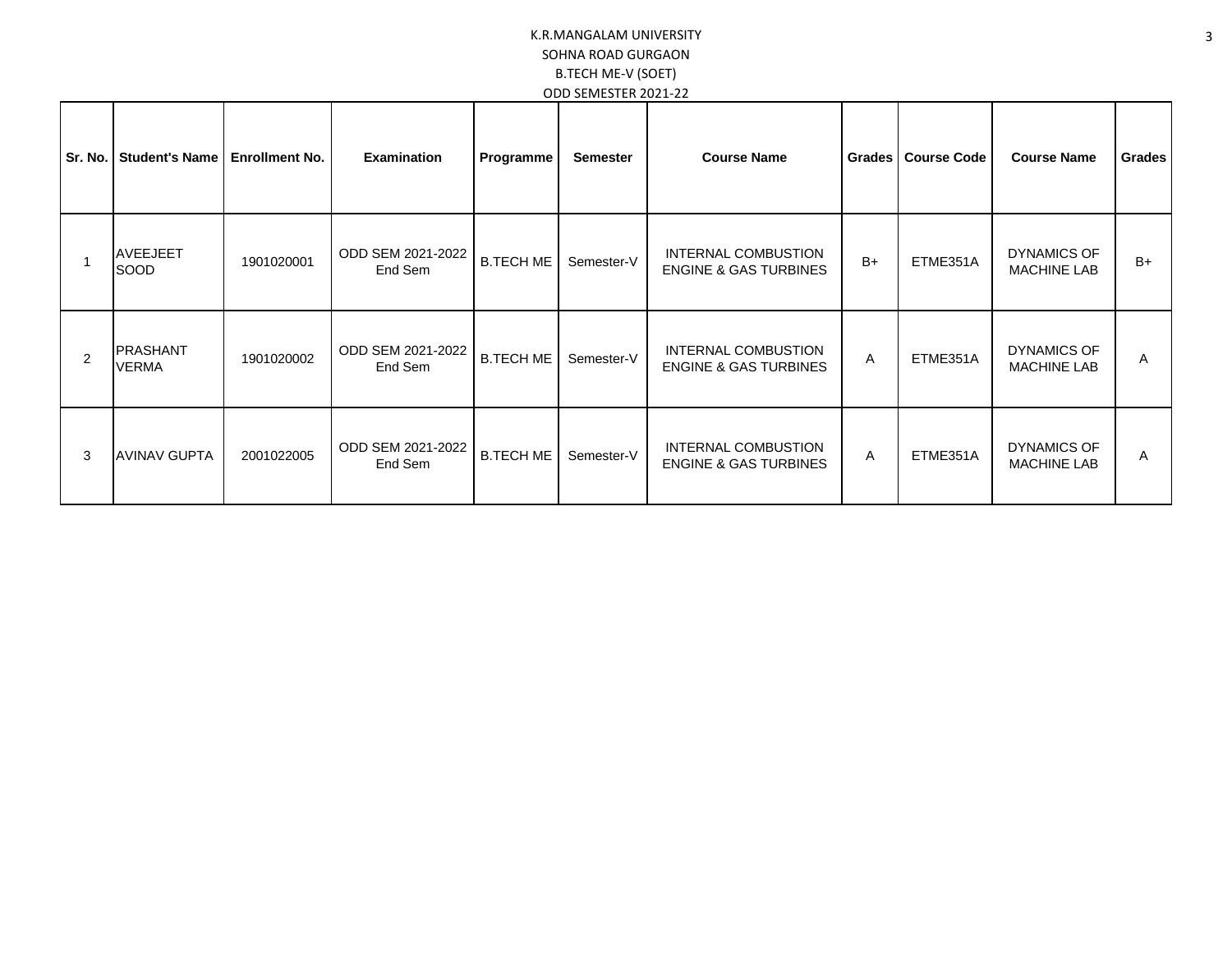K.R.MANGALAM UNIVERSITY

SOHNA ROAD GURGAON

B.TECH ME-V (SOET)

ODD SEMESTER 2021-22

| Sr. No. | Student's Name | Enrollment No. | Examination | Programme | Semester | Course Name | Grades | Course Code | Course Name | Grades |
|---|---|---|---|---|---|---|---|---|---|---|
| 1 | AVEEJEET SOOD | 1901020001 | ODD SEM 2021-2022 End Sem | B.TECH ME | Semester-V | INTERNAL COMBUSTION ENGINE & GAS TURBINES | B+ | ETME351A | DYNAMICS OF MACHINE LAB | B+ |
| 2 | PRASHANT VERMA | 1901020002 | ODD SEM 2021-2022 End Sem | B.TECH ME | Semester-V | INTERNAL COMBUSTION ENGINE & GAS TURBINES | A | ETME351A | DYNAMICS OF MACHINE LAB | A |
| 3 | AVINAV GUPTA | 2001022005 | ODD SEM 2021-2022 End Sem | B.TECH ME | Semester-V | INTERNAL COMBUSTION ENGINE & GAS TURBINES | A | ETME351A | DYNAMICS OF MACHINE LAB | A |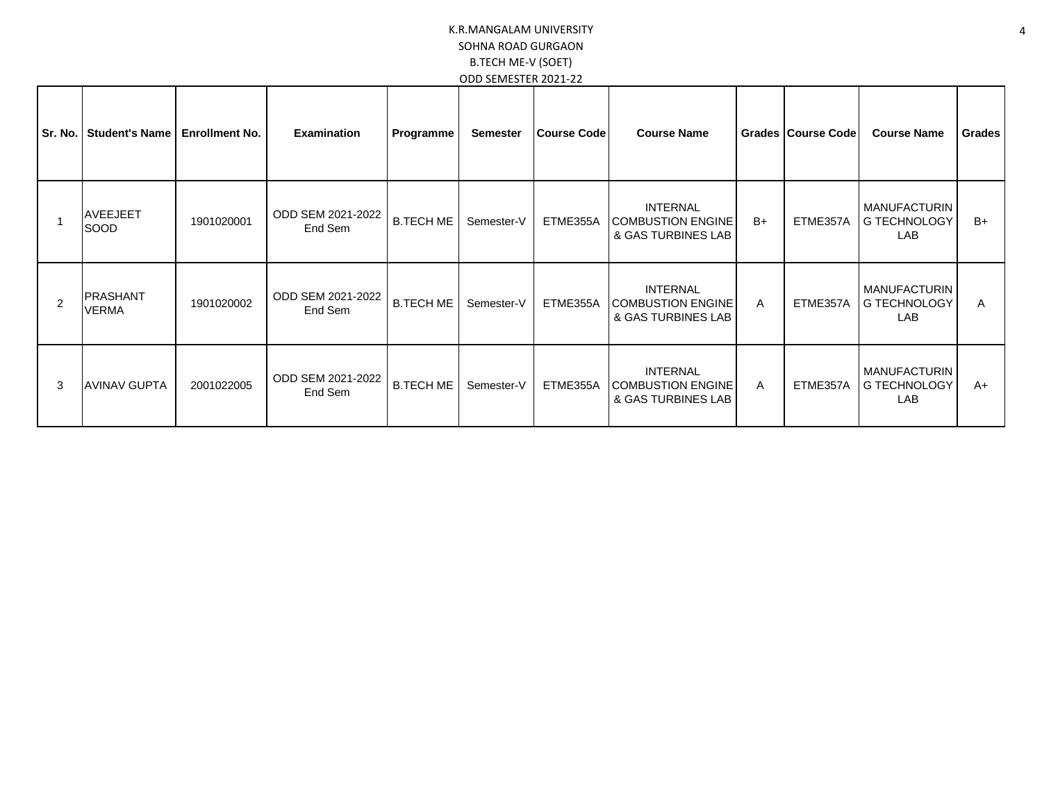K.R.MANGALAM UNIVERSITY
SOHNA ROAD GURGAON
B.TECH ME-V (SOET)
ODD SEMESTER 2021-22

| Sr. No. | Student's Name | Enrollment No. | Examination | Programme | Semester | Course Code | Course Name | Grades | Course Code | Course Name | Grades |
|---|---|---|---|---|---|---|---|---|---|---|---|
| 1 | AVEEJEET SOOD | 1901020001 | ODD SEM 2021-2022 End Sem | B.TECH ME | Semester-V | ETME355A | INTERNAL COMBUSTION ENGINE & GAS TURBINES LAB | B+ | ETME357A | MANUFACTURING TECHNOLOGY LAB | B+ |
| 2 | PRASHANT VERMA | 1901020002 | ODD SEM 2021-2022 End Sem | B.TECH ME | Semester-V | ETME355A | INTERNAL COMBUSTION ENGINE & GAS TURBINES LAB | A | ETME357A | MANUFACTURING TECHNOLOGY LAB | A |
| 3 | AVINAV GUPTA | 2001022005 | ODD SEM 2021-2022 End Sem | B.TECH ME | Semester-V | ETME355A | INTERNAL COMBUSTION ENGINE & GAS TURBINES LAB | A | ETME357A | MANUFACTURING TECHNOLOGY LAB | A+ |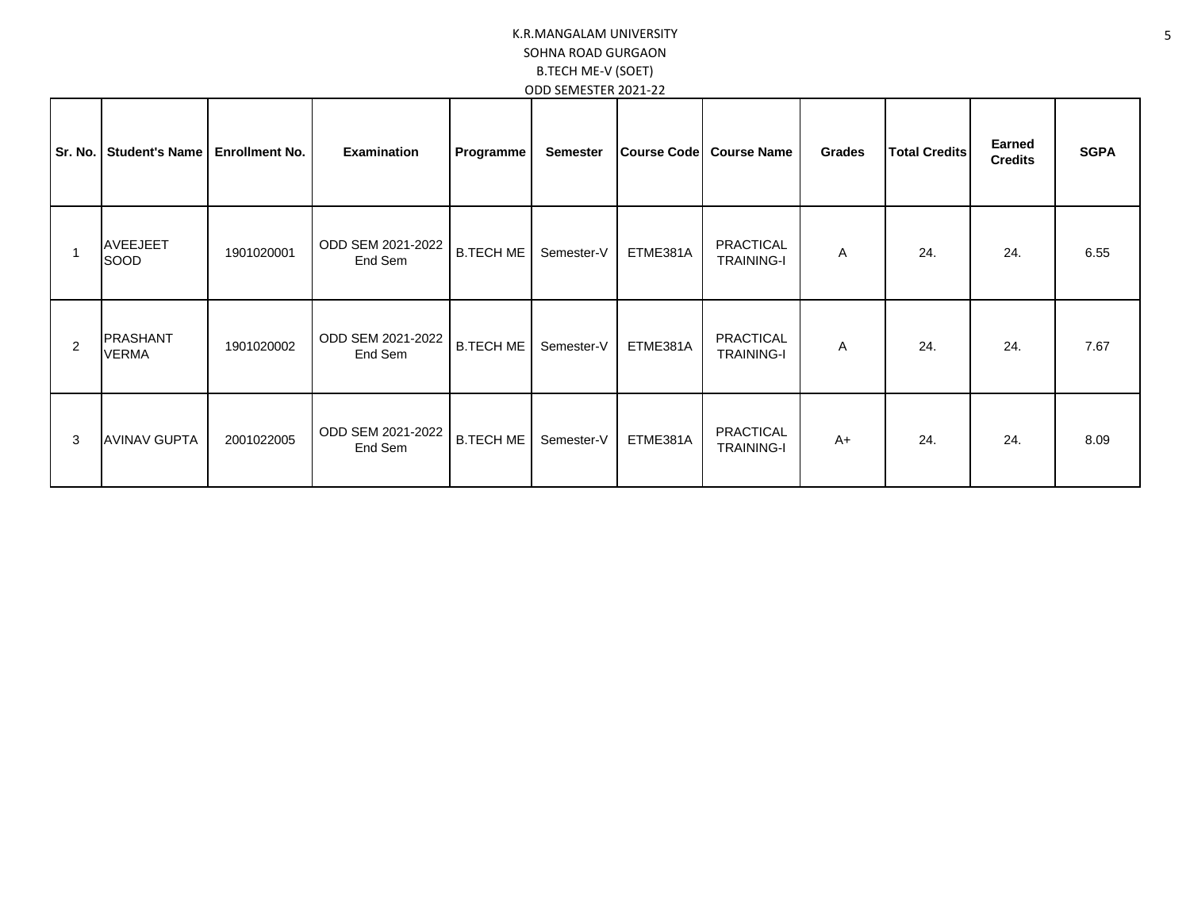K.R.MANGALAM UNIVERSITY
SOHNA ROAD GURGAON
B.TECH ME-V (SOET)
ODD SEMESTER 2021-22

| Sr. No. | Student's Name | Enrollment No. | Examination | Programme | Semester | Course Code | Course Name | Grades | Total Credits | Earned Credits | SGPA |
|---|---|---|---|---|---|---|---|---|---|---|---|
| 1 | AVEEJEET SOOD | 1901020001 | ODD SEM 2021-2022 End Sem | B.TECH ME | Semester-V | ETME381A | PRACTICAL TRAINING-I | A | 24. | 24. | 6.55 |
| 2 | PRASHANT VERMA | 1901020002 | ODD SEM 2021-2022 End Sem | B.TECH ME | Semester-V | ETME381A | PRACTICAL TRAINING-I | A | 24. | 24. | 7.67 |
| 3 | AVINAV GUPTA | 2001022005 | ODD SEM 2021-2022 End Sem | B.TECH ME | Semester-V | ETME381A | PRACTICAL TRAINING-I | A+ | 24. | 24. | 8.09 |